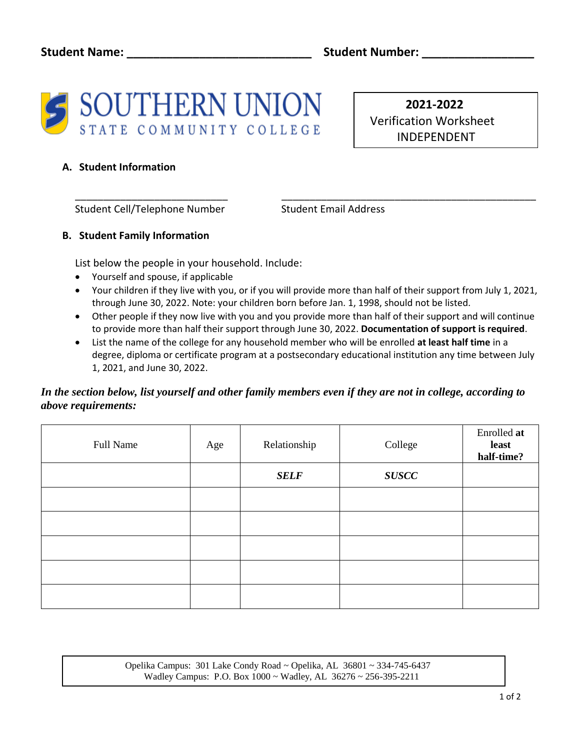**Student Name: ____________________________ Student Number: ________________**

SOUTHERN UNION
STATE COMMUNITY COLLEGE

**2021-2022**
Verification Worksheet
INDEPENDENT

### A. Student Information

___________________________ Student Cell/Telephone Number

______________________________________________ Student Email Address

### B. Student Family Information

List below the people in your household. Include:

- Yourself and spouse, if applicable
- Your children if they live with you, or if you will provide more than half of their support from July 1, 2021, through June 30, 2022. Note: your children born before Jan. 1, 1998, should not be listed.
- Other people if they now live with you and you provide more than half of their support and will continue to provide more than half their support through June 30, 2022. **Documentation of support is required**.
- List the name of the college for any household member who will be enrolled **at least half time** in a degree, diploma or certificate program at a postsecondary educational institution any time between July 1, 2021, and June 30, 2022.

***In the section below, list yourself and other family members even if they are not in college, according to above requirements:***

| Full Name | Age | Relationship | College | Enrolled **at least half-time?** |
|---|---|---|---|---|
| | | ***SELF*** | ***SUSCC*** | |
| | | | | |
| | | | | |
| | | | | |
| | | | | |
| | | | | |

Opelika Campus: 301 Lake Condy Road ~ Opelika, AL 36801 ~ 334-745-6437
Wadley Campus: P.O. Box 1000 ~ Wadley, AL 36276 ~ 256-395-2211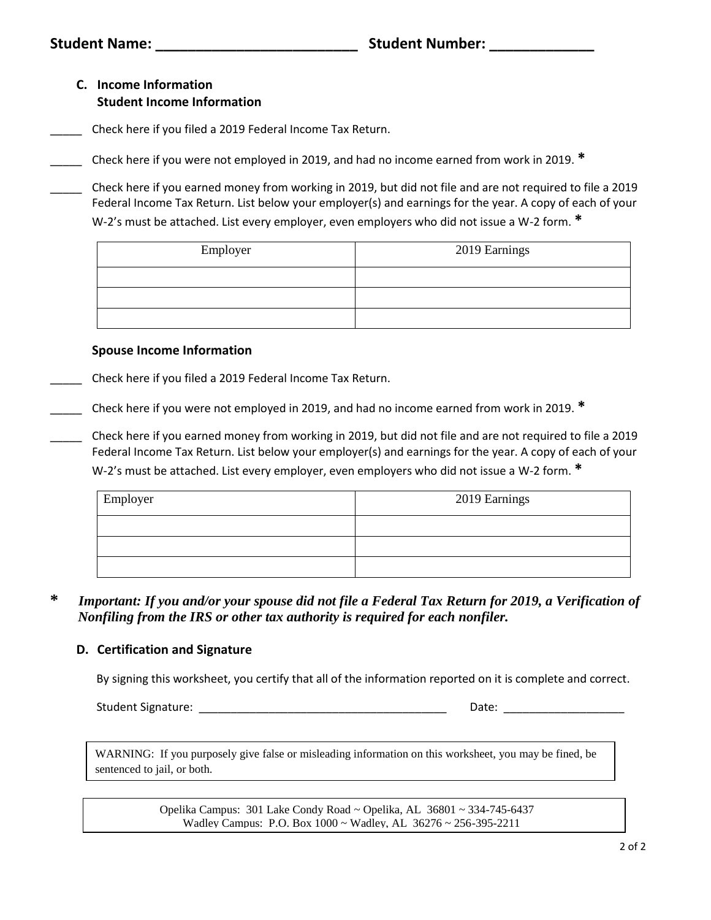**Student Name: _________________________ Student Number: _____________**

### C. Income Information
**Student Income Information**

_____ Check here if you filed a 2019 Federal Income Tax Return.

_____ Check here if you were not employed in 2019, and had no income earned from work in 2019. *

_____ Check here if you earned money from working in 2019, but did not file and are not required to file a 2019 Federal Income Tax Return. List below your employer(s) and earnings for the year. A copy of each of your W-2's must be attached. List every employer, even employers who did not issue a W-2 form. *

| Employer | 2019 Earnings |
| --- | --- |
| | |
| | |
| | |

**Spouse Income Information**

_____ Check here if you filed a 2019 Federal Income Tax Return.

_____ Check here if you were not employed in 2019, and had no income earned from work in 2019. *

_____ Check here if you earned money from working in 2019, but did not file and are not required to file a 2019 Federal Income Tax Return. List below your employer(s) and earnings for the year. A copy of each of your W-2's must be attached. List every employer, even employers who did not issue a W-2 form. *

| Employer | 2019 Earnings |
| --- | --- |
| | |
| | |
| | |

\* ***Important: If you and/or your spouse did not file a Federal Tax Return for 2019, a Verification of Nonfiling from the IRS or other tax authority is required for each nonfiler.***

### D. Certification and Signature

By signing this worksheet, you certify that all of the information reported on it is complete and correct.

Student Signature: _______________________________________ Date: ___________________

WARNING: If you purposely give false or misleading information on this worksheet, you may be fined, be sentenced to jail, or both.

Opelika Campus: 301 Lake Condy Road ~ Opelika, AL 36801 ~ 334-745-6437
Wadley Campus: P.O. Box 1000 ~ Wadley, AL 36276 ~ 256-395-2211